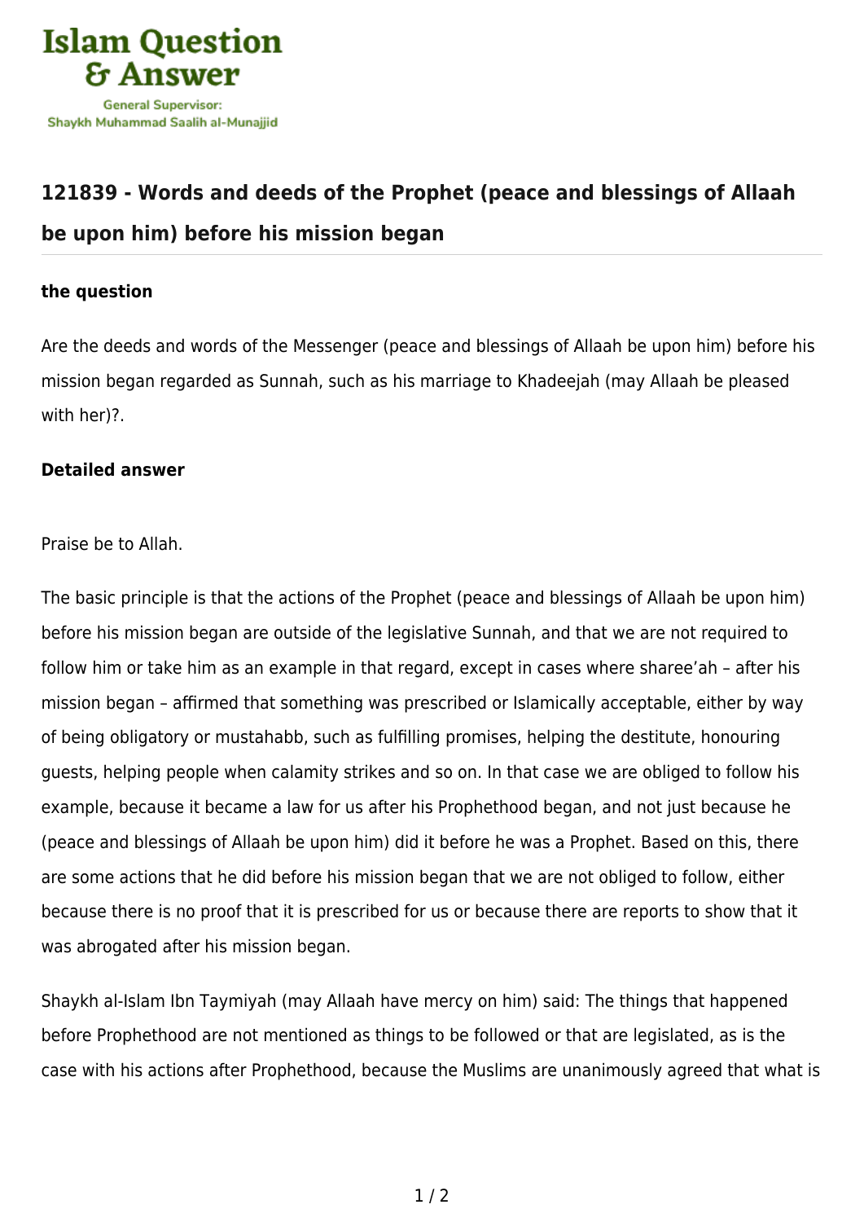Islam Question & Answer

General Supervisor:
Shaykh Muhammad Saalih al-Munajjid

## 121839 - Words and deeds of the Prophet (peace and blessings of Allaah be upon him) before his mission began

**the question**

Are the deeds and words of the Messenger (peace and blessings of Allaah be upon him) before his mission began regarded as Sunnah, such as his marriage to Khadeejah (may Allaah be pleased with her)?.

**Detailed answer**

Praise be to Allah.

The basic principle is that the actions of the Prophet (peace and blessings of Allaah be upon him) before his mission began are outside of the legislative Sunnah, and that we are not required to follow him or take him as an example in that regard, except in cases where sharee'ah – after his mission began – affirmed that something was prescribed or Islamically acceptable, either by way of being obligatory or mustahabb, such as fulfilling promises, helping the destitute, honouring guests, helping people when calamity strikes and so on. In that case we are obliged to follow his example, because it became a law for us after his Prophethood began, and not just because he (peace and blessings of Allaah be upon him) did it before he was a Prophet. Based on this, there are some actions that he did before his mission began that we are not obliged to follow, either because there is no proof that it is prescribed for us or because there are reports to show that it was abrogated after his mission began.

Shaykh al-Islam Ibn Taymiyah (may Allaah have mercy on him) said: The things that happened before Prophethood are not mentioned as things to be followed or that are legislated, as is the case with his actions after Prophethood, because the Muslims are unanimously agreed that what is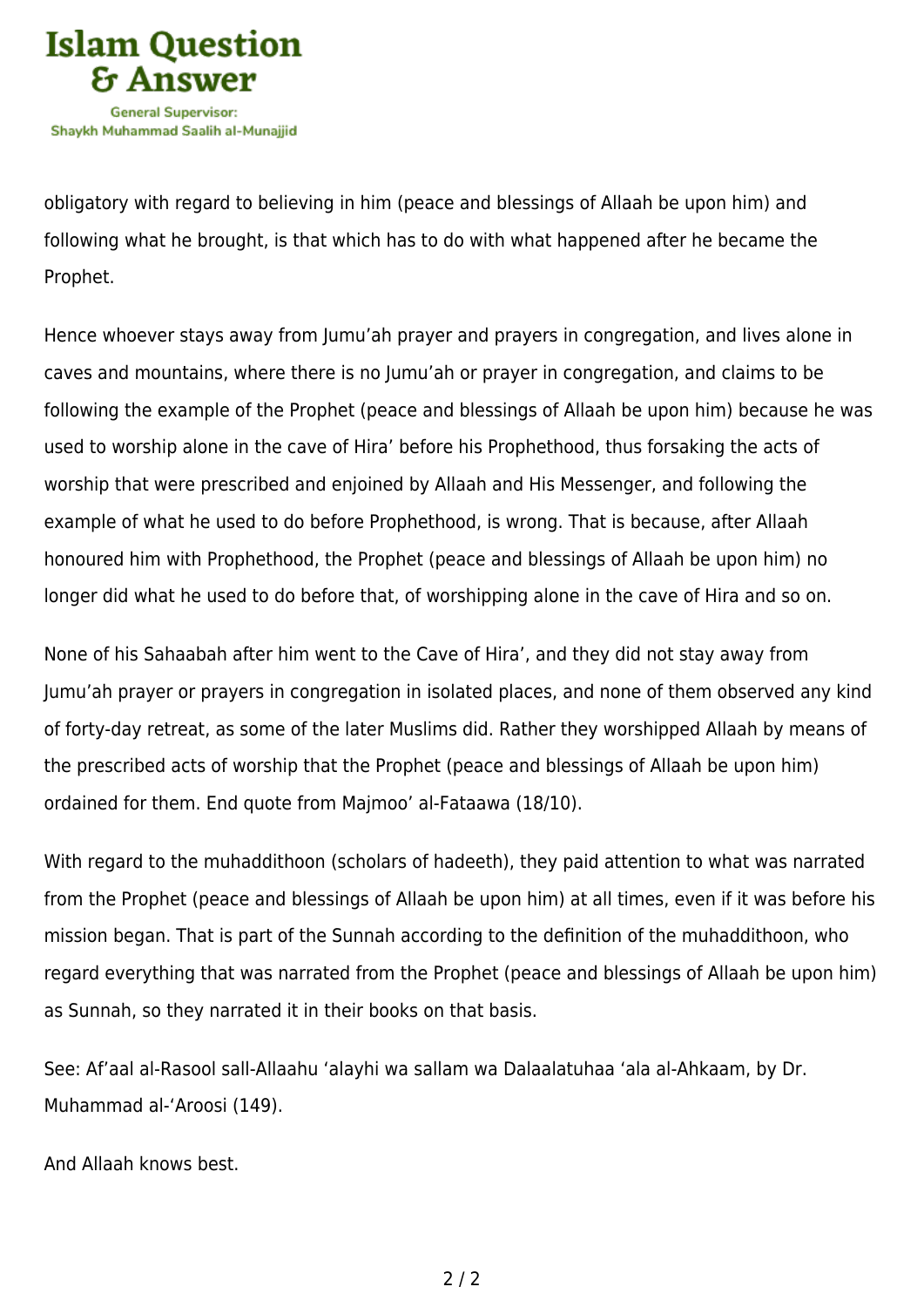obligatory with regard to believing in him (peace and blessings of Allaah be upon him) and following what he brought, is that which has to do with what happened after he became the Prophet.

Hence whoever stays away from Jumu'ah prayer and prayers in congregation, and lives alone in caves and mountains, where there is no Jumu'ah or prayer in congregation, and claims to be following the example of the Prophet (peace and blessings of Allaah be upon him) because he was used to worship alone in the cave of Hira' before his Prophethood, thus forsaking the acts of worship that were prescribed and enjoined by Allaah and His Messenger, and following the example of what he used to do before Prophethood, is wrong. That is because, after Allaah honoured him with Prophethood, the Prophet (peace and blessings of Allaah be upon him) no longer did what he used to do before that, of worshipping alone in the cave of Hira and so on.

None of his Sahaabah after him went to the Cave of Hira', and they did not stay away from Jumu'ah prayer or prayers in congregation in isolated places, and none of them observed any kind of forty-day retreat, as some of the later Muslims did. Rather they worshipped Allaah by means of the prescribed acts of worship that the Prophet (peace and blessings of Allaah be upon him) ordained for them. End quote from Majmoo' al-Fataawa (18/10).

With regard to the muhaddithoon (scholars of hadeeth), they paid attention to what was narrated from the Prophet (peace and blessings of Allaah be upon him) at all times, even if it was before his mission began. That is part of the Sunnah according to the definition of the muhaddithoon, who regard everything that was narrated from the Prophet (peace and blessings of Allaah be upon him) as Sunnah, so they narrated it in their books on that basis.

See: Af'aal al-Rasool sall-Allaahu 'alayhi wa sallam wa Dalaalatuhaa 'ala al-Ahkaam, by Dr. Muhammad al-'Aroosi (149).

And Allaah knows best.